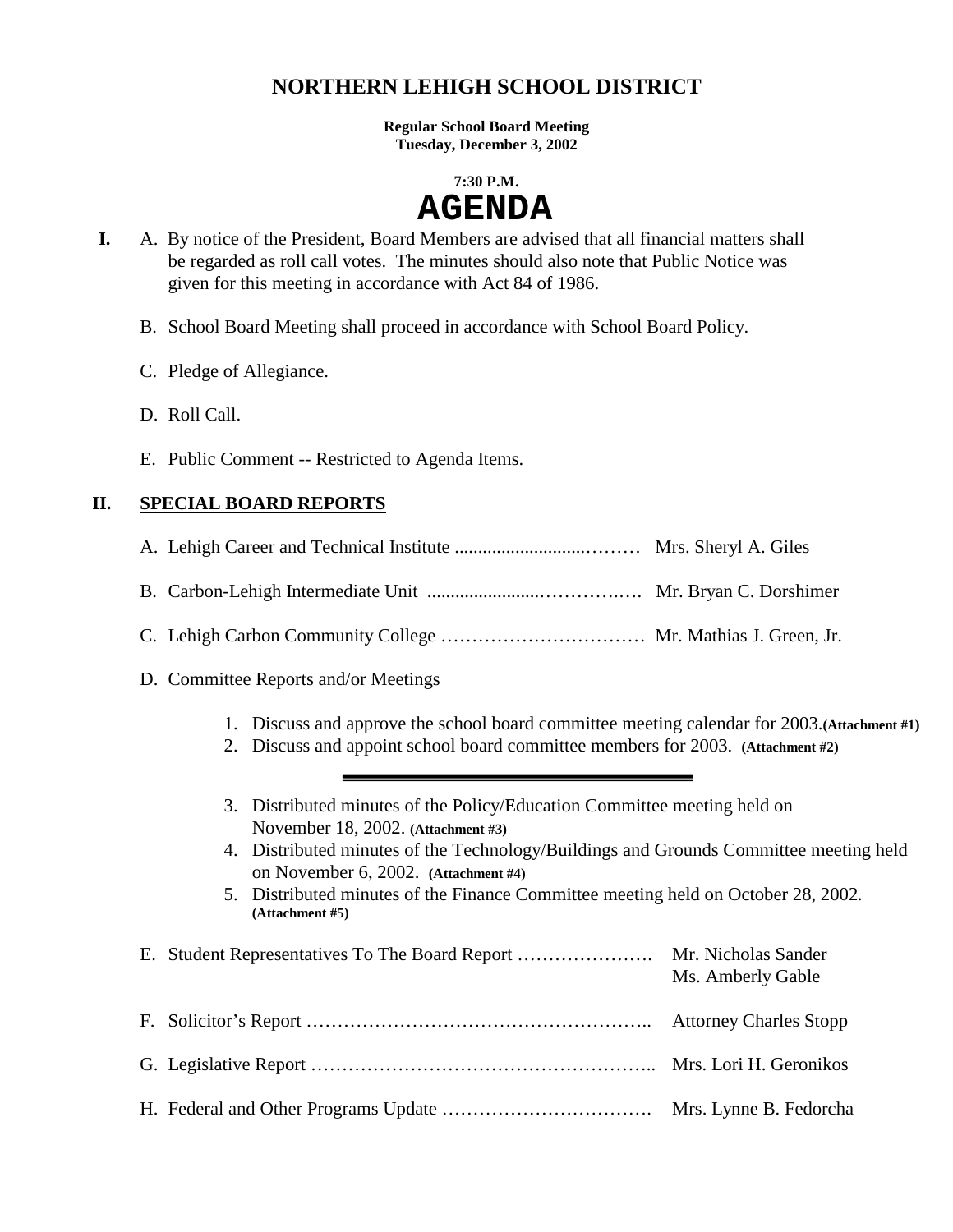# NORTHERN LEHIGH SCHOOL DISTRICT

**Regular School Board Meeting**
**Tuesday, December 3, 2002**

**7:30 P.M.**

# AGENDA

**I.** A. By notice of the President, Board Members are advised that all financial matters shall be regarded as roll call votes. The minutes should also note that Public Notice was given for this meeting in accordance with Act 84 of 1986.

B. School Board Meeting shall proceed in accordance with School Board Policy.

C. Pledge of Allegiance.

D. Roll Call.

E. Public Comment -- Restricted to Agenda Items.

## II. SPECIAL BOARD REPORTS

A. Lehigh Career and Technical Institute ............................……… Mrs. Sheryl A. Giles

B. Carbon-Lehigh Intermediate Unit ........................…………..…. Mr. Bryan C. Dorshimer

C. Lehigh Carbon Community College …………………………… Mr. Mathias J. Green, Jr.

D. Committee Reports and/or Meetings

1. Discuss and approve the school board committee meeting calendar for 2003. **(Attachment #1)**
2. Discuss and appoint school board committee members for 2003. **(Attachment #2)**

---

3. Distributed minutes of the Policy/Education Committee meeting held on November 18, 2002. **(Attachment #3)**
4. Distributed minutes of the Technology/Buildings and Grounds Committee meeting held on November 6, 2002. **(Attachment #4)**
5. Distributed minutes of the Finance Committee meeting held on October 28, 2002. **(Attachment #5)**

E. Student Representatives To The Board Report …………………. Mr. Nicholas Sander
Ms. Amberly Gable

F. Solicitor's Report …………………………………………….. Attorney Charles Stopp

G. Legislative Report …………………………………………….. Mrs. Lori H. Geronikos

H. Federal and Other Programs Update ……………………………. Mrs. Lynne B. Fedorcha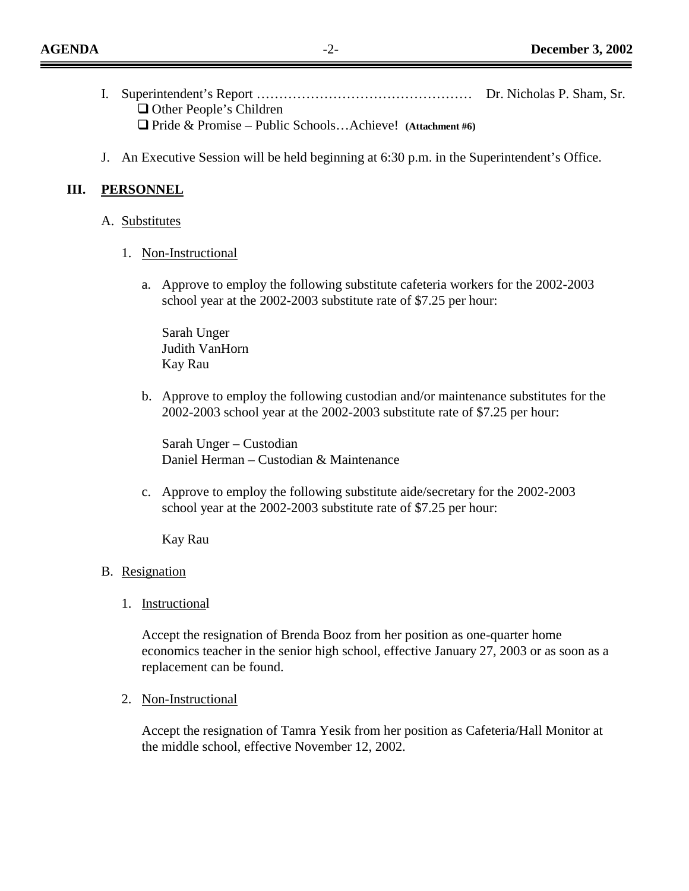I. Superintendent's Report ………………………………………… Dr. Nicholas P. Sham, Sr.
   - ❑ Other People's Children
   - ❑ Pride & Promise – Public Schools…Achieve! **(Attachment #6)**

J. An Executive Session will be held beginning at 6:30 p.m. in the Superintendent's Office.

## III. PERSONNEL

A. Substitutes

1. Non-Instructional

   a. Approve to employ the following substitute cafeteria workers for the 2002-2003 school year at the 2002-2003 substitute rate of $7.25 per hour:

      Sarah Unger
      Judith VanHorn
      Kay Rau

   b. Approve to employ the following custodian and/or maintenance substitutes for the 2002-2003 school year at the 2002-2003 substitute rate of $7.25 per hour:

      Sarah Unger – Custodian
      Daniel Herman – Custodian & Maintenance

   c. Approve to employ the following substitute aide/secretary for the 2002-2003 school year at the 2002-2003 substitute rate of $7.25 per hour:

      Kay Rau

B. Resignation

1. Instructional

   Accept the resignation of Brenda Booz from her position as one-quarter home economics teacher in the senior high school, effective January 27, 2003 or as soon as a replacement can be found.

2. Non-Instructional

   Accept the resignation of Tamra Yesik from her position as Cafeteria/Hall Monitor at the middle school, effective November 12, 2002.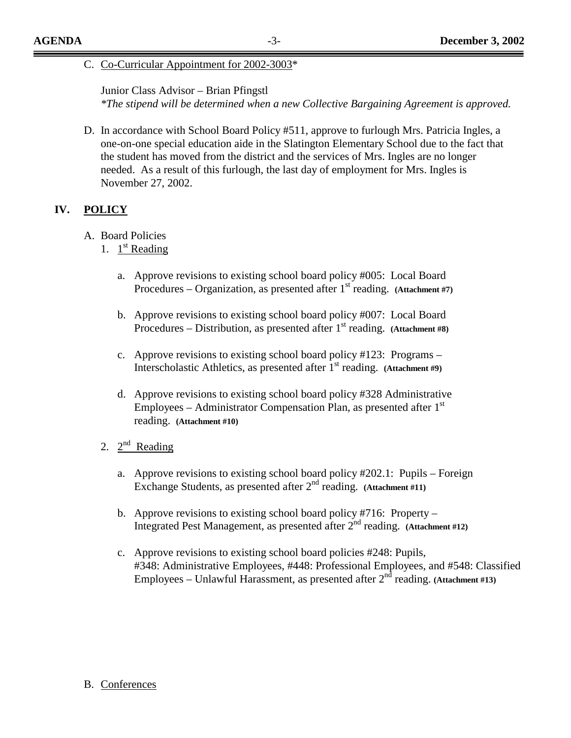C. Co-Curricular Appointment for 2002-3003*

   Junior Class Advisor – Brian Pfingstl
   *\*The stipend will be determined when a new Collective Bargaining Agreement is approved.*

D. In accordance with School Board Policy #511, approve to furlough Mrs. Patricia Ingles, a one-on-one special education aide in the Slatington Elementary School due to the fact that the student has moved from the district and the services of Mrs. Ingles are no longer needed. As a result of this furlough, the last day of employment for Mrs. Ingles is November 27, 2002.

## IV. POLICY

A. Board Policies

1. 1st Reading

   a. Approve revisions to existing school board policy #005: Local Board Procedures – Organization, as presented after 1st reading. **(Attachment #7)**

   b. Approve revisions to existing school board policy #007: Local Board Procedures – Distribution, as presented after 1st reading. **(Attachment #8)**

   c. Approve revisions to existing school board policy #123: Programs – Interscholastic Athletics, as presented after 1st reading. **(Attachment #9)**

   d. Approve revisions to existing school board policy #328 Administrative Employees – Administrator Compensation Plan, as presented after 1st reading. **(Attachment #10)**

2. 2nd Reading

   a. Approve revisions to existing school board policy #202.1: Pupils – Foreign Exchange Students, as presented after 2nd reading. **(Attachment #11)**

   b. Approve revisions to existing school board policy #716: Property – Integrated Pest Management, as presented after 2nd reading. **(Attachment #12)**

   c. Approve revisions to existing school board policies #248: Pupils, #348: Administrative Employees, #448: Professional Employees, and #548: Classified Employees – Unlawful Harassment, as presented after 2nd reading. **(Attachment #13)**

B. Conferences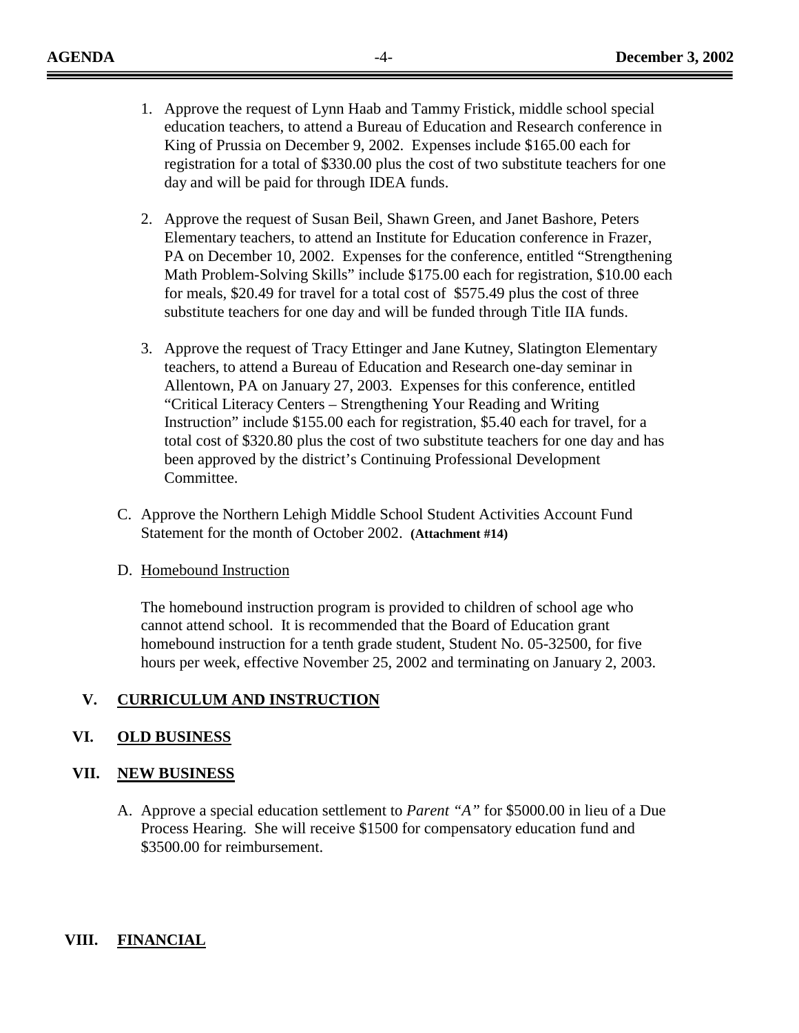1. Approve the request of Lynn Haab and Tammy Fristick, middle school special education teachers, to attend a Bureau of Education and Research conference in King of Prussia on December 9, 2002. Expenses include $165.00 each for registration for a total of $330.00 plus the cost of two substitute teachers for one day and will be paid for through IDEA funds.

2. Approve the request of Susan Beil, Shawn Green, and Janet Bashore, Peters Elementary teachers, to attend an Institute for Education conference in Frazer, PA on December 10, 2002. Expenses for the conference, entitled "Strengthening Math Problem-Solving Skills" include $175.00 each for registration, $10.00 each for meals, $20.49 for travel for a total cost of $575.49 plus the cost of three substitute teachers for one day and will be funded through Title IIA funds.

3. Approve the request of Tracy Ettinger and Jane Kutney, Slatington Elementary teachers, to attend a Bureau of Education and Research one-day seminar in Allentown, PA on January 27, 2003. Expenses for this conference, entitled "Critical Literacy Centers – Strengthening Your Reading and Writing Instruction" include $155.00 each for registration, $5.40 each for travel, for a total cost of $320.80 plus the cost of two substitute teachers for one day and has been approved by the district's Continuing Professional Development Committee.

C. Approve the Northern Lehigh Middle School Student Activities Account Fund Statement for the month of October 2002. **(Attachment #14)**

D. Homebound Instruction

The homebound instruction program is provided to children of school age who cannot attend school. It is recommended that the Board of Education grant homebound instruction for a tenth grade student, Student No. 05-32500, for five hours per week, effective November 25, 2002 and terminating on January 2, 2003.

## V. CURRICULUM AND INSTRUCTION

## VI. OLD BUSINESS

## VII. NEW BUSINESS

A. Approve a special education settlement to *Parent "A"* for $5000.00 in lieu of a Due Process Hearing. She will receive $1500 for compensatory education fund and $3500.00 for reimbursement.

## VIII. FINANCIAL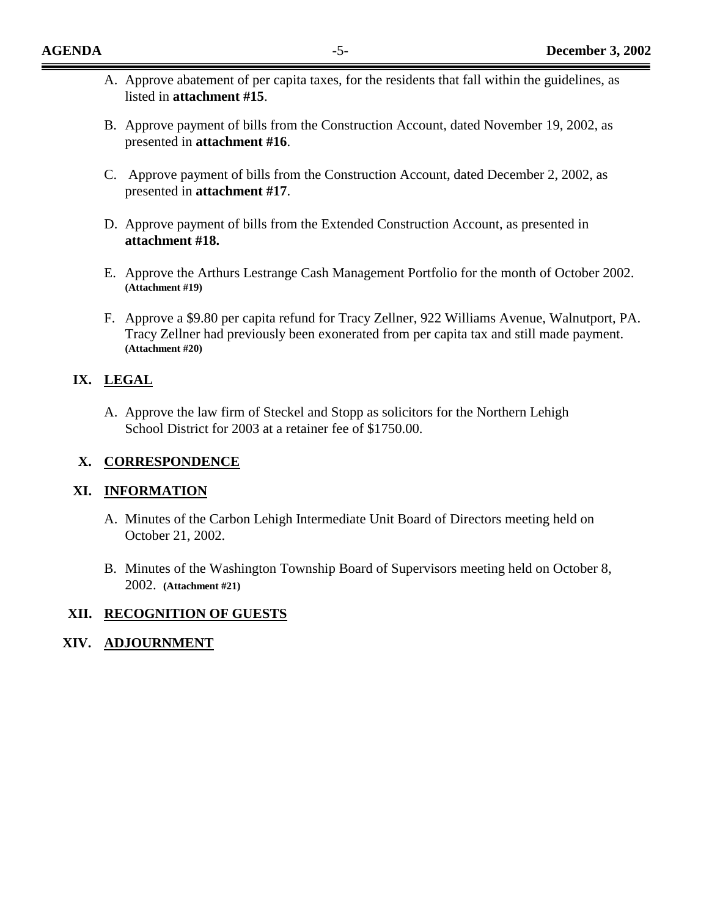A. Approve abatement of per capita taxes, for the residents that fall within the guidelines, as listed in **attachment #15**.

B. Approve payment of bills from the Construction Account, dated November 19, 2002, as presented in **attachment #16**.

C. Approve payment of bills from the Construction Account, dated December 2, 2002, as presented in **attachment #17**.

D. Approve payment of bills from the Extended Construction Account, as presented in **attachment #18.**

E. Approve the Arthurs Lestrange Cash Management Portfolio for the month of October 2002. **(Attachment #19)**

F. Approve a $9.80 per capita refund for Tracy Zellner, 922 Williams Avenue, Walnutport, PA. Tracy Zellner had previously been exonerated from per capita tax and still made payment. **(Attachment #20)**

## IX. LEGAL

A. Approve the law firm of Steckel and Stopp as solicitors for the Northern Lehigh School District for 2003 at a retainer fee of $1750.00.

## X. CORRESPONDENCE

## XI. INFORMATION

A. Minutes of the Carbon Lehigh Intermediate Unit Board of Directors meeting held on October 21, 2002.

B. Minutes of the Washington Township Board of Supervisors meeting held on October 8, 2002. **(Attachment #21)**

## XII. RECOGNITION OF GUESTS

## XIV. ADJOURNMENT